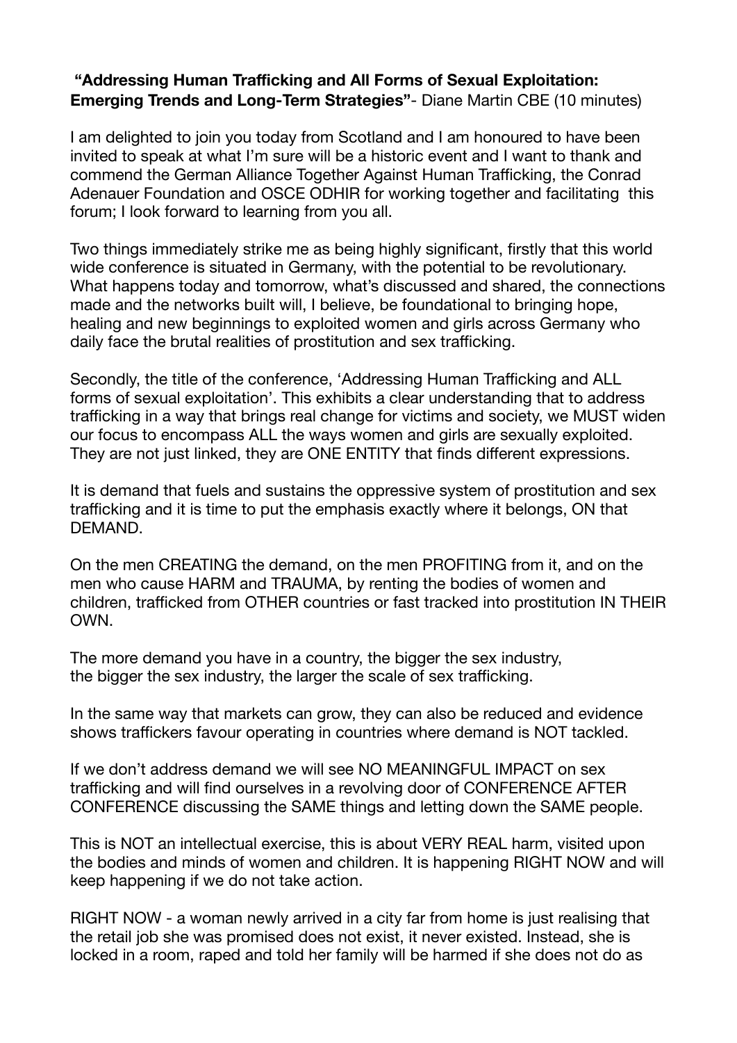**"Addressing Human Trafficking and All Forms of Sexual Exploitation: Emerging Trends and Long-Term Strategies"**- Diane Martin CBE (10 minutes)

I am delighted to join you today from Scotland and I am honoured to have been invited to speak at what I'm sure will be a historic event and I want to thank and commend the German Alliance Together Against Human Trafficking, the Conrad Adenauer Foundation and OSCE ODHIR for working together and facilitating this forum; I look forward to learning from you all.

Two things immediately strike me as being highly significant, firstly that this world wide conference is situated in Germany, with the potential to be revolutionary. What happens today and tomorrow, what's discussed and shared, the connections made and the networks built will, I believe, be foundational to bringing hope, healing and new beginnings to exploited women and girls across Germany who daily face the brutal realities of prostitution and sex trafficking.

Secondly, the title of the conference, 'Addressing Human Trafficking and ALL forms of sexual exploitation'. This exhibits a clear understanding that to address trafficking in a way that brings real change for victims and society, we MUST widen our focus to encompass ALL the ways women and girls are sexually exploited. They are not just linked, they are ONE ENTITY that finds different expressions.

It is demand that fuels and sustains the oppressive system of prostitution and sex trafficking and it is time to put the emphasis exactly where it belongs, ON that DEMAND.

On the men CREATING the demand, on the men PROFITING from it, and on the men who cause HARM and TRAUMA, by renting the bodies of women and children, trafficked from OTHER countries or fast tracked into prostitution IN THEIR OWN.

The more demand you have in a country, the bigger the sex industry,
the bigger the sex industry, the larger the scale of sex trafficking.

In the same way that markets can grow, they can also be reduced and evidence shows traffickers favour operating in countries where demand is NOT tackled.

If we don't address demand we will see NO MEANINGFUL IMPACT on sex trafficking and will find ourselves in a revolving door of CONFERENCE AFTER CONFERENCE discussing the SAME things and letting down the SAME people.

This is NOT an intellectual exercise, this is about VERY REAL harm, visited upon the bodies and minds of women and children. It is happening RIGHT NOW and will keep happening if we do not take action.

RIGHT NOW - a woman newly arrived in a city far from home is just realising that the retail job she was promised does not exist, it never existed. Instead, she is locked in a room, raped and told her family will be harmed if she does not do as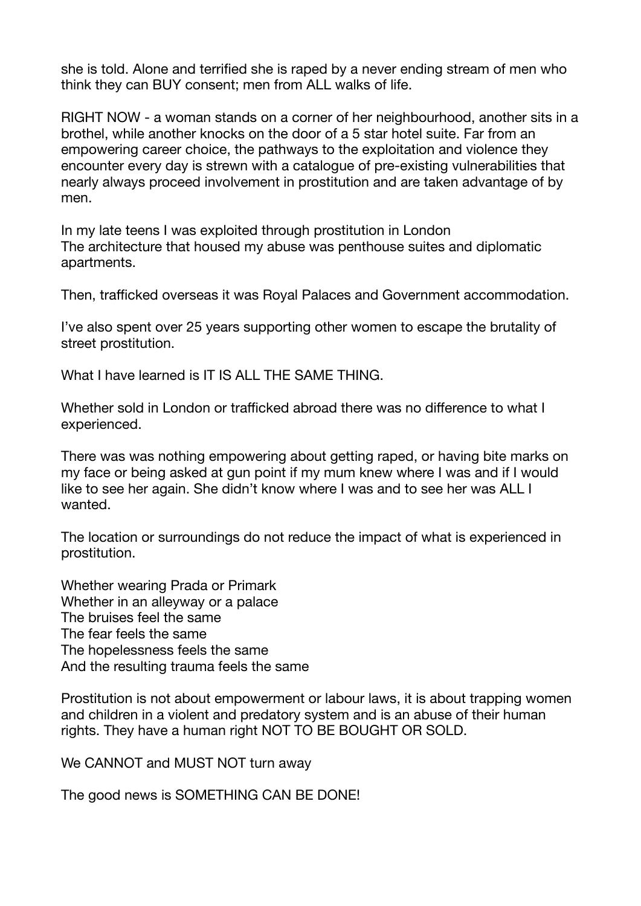she is told. Alone and terrified she is raped by a never ending stream of men who think they can BUY consent; men from ALL walks of life.

RIGHT NOW - a woman stands on a corner of her neighbourhood, another sits in a brothel, while another knocks on the door of a 5 star hotel suite. Far from an empowering career choice, the pathways to the exploitation and violence they encounter every day is strewn with a catalogue of pre-existing vulnerabilities that nearly always proceed involvement in prostitution and are taken advantage of by men.

In my late teens I was exploited through prostitution in London
The architecture that housed my abuse was penthouse suites and diplomatic apartments.

Then, trafficked overseas it was Royal Palaces and Government accommodation.

I've also spent over 25 years supporting other women to escape the brutality of street prostitution.

What I have learned is IT IS ALL THE SAME THING.

Whether sold in London or trafficked abroad there was no difference to what I experienced.

There was was nothing empowering about getting raped, or having bite marks on my face or being asked at gun point if my mum knew where I was and if I would like to see her again. She didn't know where I was and to see her was ALL I wanted.

The location or surroundings do not reduce the impact of what is experienced in prostitution.

Whether wearing Prada or Primark
Whether in an alleyway or a palace
The bruises feel the same
The fear feels the same
The hopelessness feels the same
And the resulting trauma feels the same

Prostitution is not about empowerment or labour laws, it is about trapping women and children in a violent and predatory system and is an abuse of their human rights. They have a human right NOT TO BE BOUGHT OR SOLD.

We CANNOT and MUST NOT turn away

The good news is SOMETHING CAN BE DONE!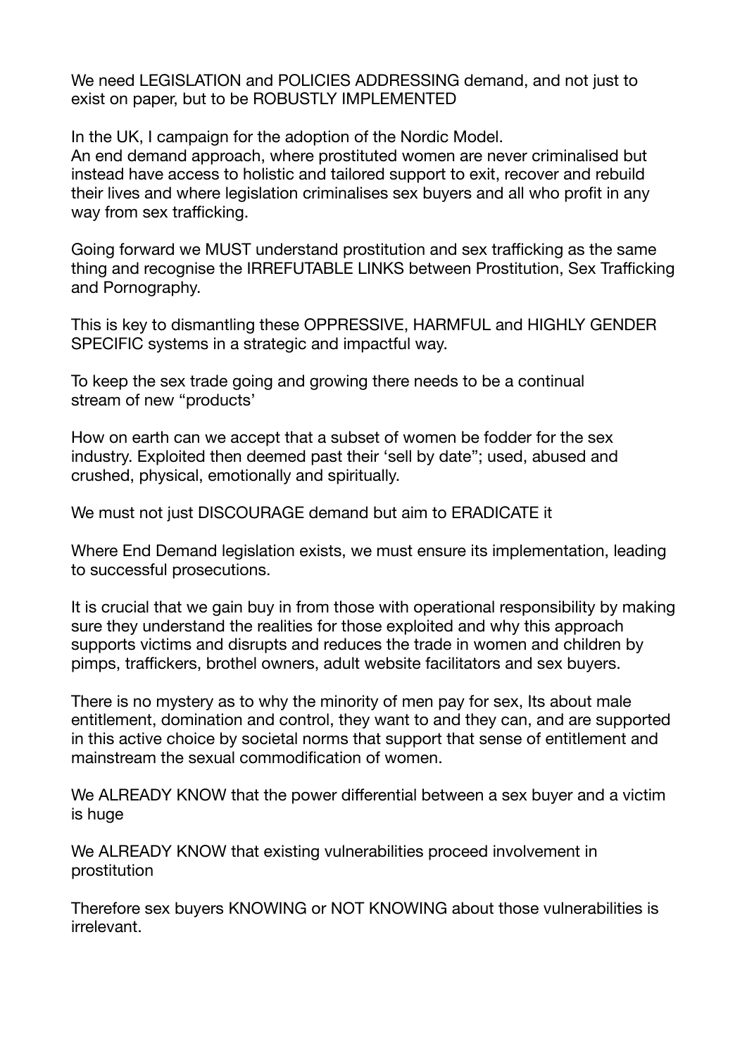We need LEGISLATION and POLICIES ADDRESSING demand, and not just to exist on paper, but to be ROBUSTLY IMPLEMENTED

In the UK, I campaign for the adoption of the Nordic Model.
An end demand approach, where prostituted women are never criminalised but instead have access to holistic and tailored support to exit, recover and rebuild their lives and where legislation criminalises sex buyers and all who profit in any way from sex trafficking.

Going forward we MUST understand prostitution and sex trafficking as the same thing and recognise the IRREFUTABLE LINKS between Prostitution, Sex Trafficking and Pornography.

This is key to dismantling these OPPRESSIVE, HARMFUL and HIGHLY GENDER SPECIFIC systems in a strategic and impactful way.

To keep the sex trade going and growing there needs to be a continual stream of new "products'

How on earth can we accept that a subset of women be fodder for the sex industry. Exploited then deemed past their 'sell by date"; used, abused and crushed, physical, emotionally and spiritually.

We must not just DISCOURAGE demand but aim to ERADICATE it

Where End Demand legislation exists, we must ensure its implementation, leading to successful prosecutions.

It is crucial that we gain buy in from those with operational responsibility by making sure they understand the realities for those exploited and why this approach supports victims and disrupts and reduces the trade in women and children by pimps, traffickers, brothel owners, adult website facilitators and sex buyers.

There is no mystery as to why the minority of men pay for sex, Its about male entitlement, domination and control, they want to and they can, and are supported in this active choice by societal norms that support that sense of entitlement and mainstream the sexual commodification of women.

We ALREADY KNOW that the power differential between a sex buyer and a victim is huge

We ALREADY KNOW that existing vulnerabilities proceed involvement in prostitution

Therefore sex buyers KNOWING or NOT KNOWING about those vulnerabilities is irrelevant.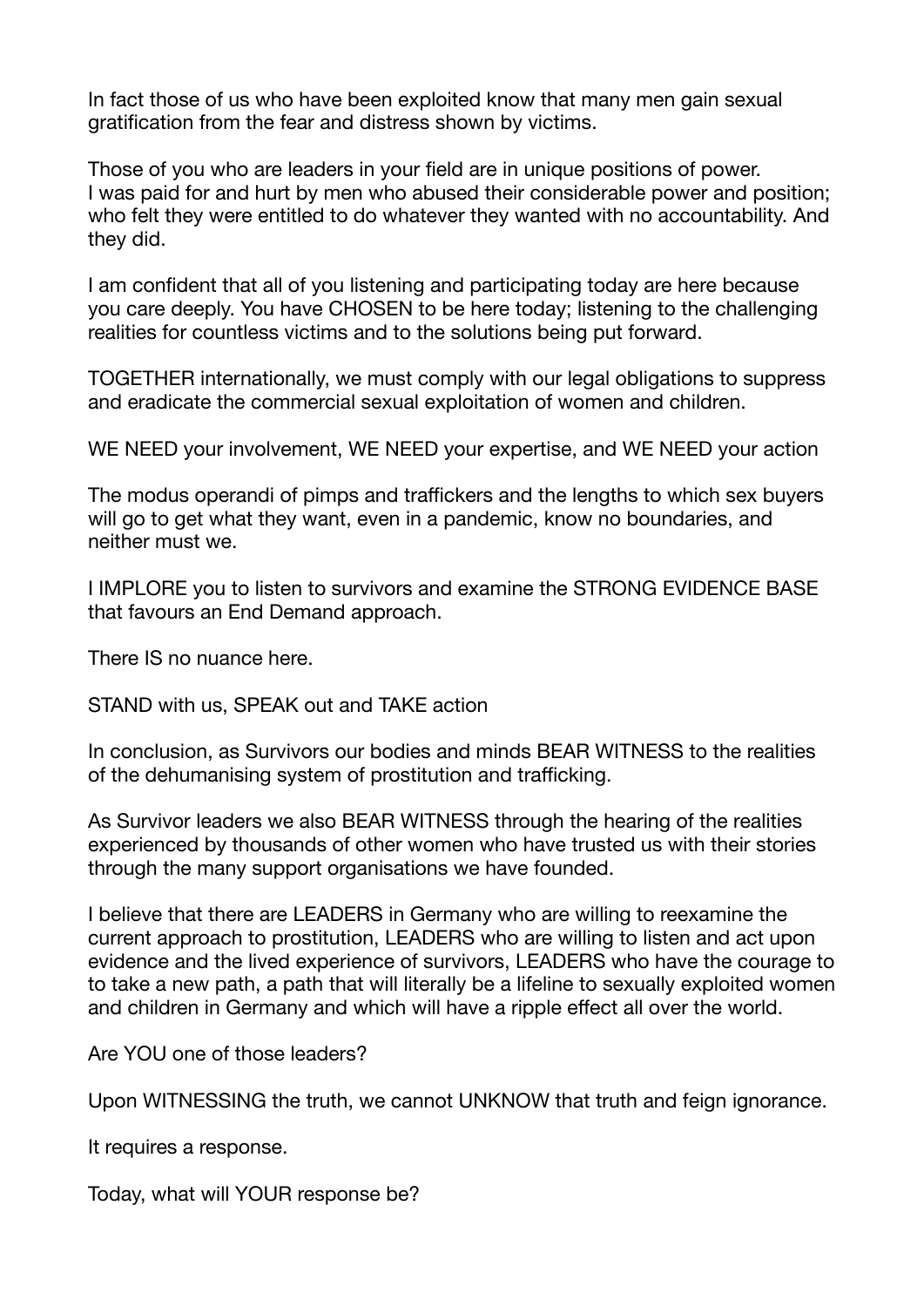In fact those of us who have been exploited know that many men gain sexual gratification from the fear and distress shown by victims.

Those of you who are leaders in your field are in unique positions of power. I was paid for and hurt by men who abused their considerable power and position; who felt they were entitled to do whatever they wanted with no accountability. And they did.

I am confident that all of you listening and participating today are here because you care deeply. You have CHOSEN to be here today; listening to the challenging realities for countless victims and to the solutions being put forward.

TOGETHER internationally, we must comply with our legal obligations to suppress and eradicate the commercial sexual exploitation of women and children.

WE NEED your involvement, WE NEED your expertise, and WE NEED your action

The modus operandi of pimps and traffickers and the lengths to which sex buyers will go to get what they want, even in a pandemic, know no boundaries, and neither must we.

I IMPLORE you to listen to survivors and examine the STRONG EVIDENCE BASE that favours an End Demand approach.

There IS no nuance here.

STAND with us, SPEAK out and TAKE action

In conclusion, as Survivors our bodies and minds BEAR WITNESS to the realities of the dehumanising system of prostitution and trafficking.

As Survivor leaders we also BEAR WITNESS through the hearing of the realities experienced by thousands of other women who have trusted us with their stories through the many support organisations we have founded.

I believe that there are LEADERS in Germany who are willing to reexamine the current approach to prostitution, LEADERS who are willing to listen and act upon evidence and the lived experience of survivors, LEADERS who have the courage to to take a new path, a path that will literally be a lifeline to sexually exploited women and children in Germany and which will have a ripple effect all over the world.

Are YOU one of those leaders?

Upon WITNESSING the truth, we cannot UNKNOW that truth and feign ignorance.

It requires a response.

Today, what will YOUR response be?